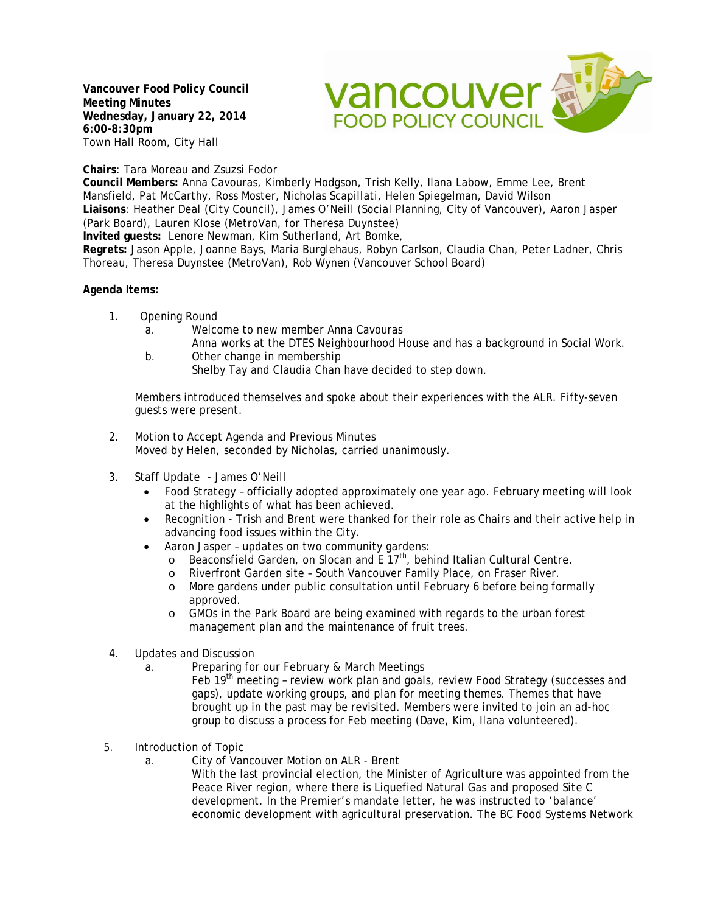**Vancouver Food Policy Council**
**Meeting Minutes**
**Wednesday, January 22, 2014**
**6:00-8:30pm**
Town Hall Room, City Hall

**Chairs**: Tara Moreau and Zsuzsi Fodor
**Council Members:** Anna Cavouras, Kimberly Hodgson, Trish Kelly, Ilana Labow, Emme Lee, Brent Mansfield, Pat McCarthy, Ross Moster, Nicholas Scapillati, Helen Spiegelman, David Wilson
**Liaisons**: Heather Deal (City Council), James O'Neill (Social Planning, City of Vancouver), Aaron Jasper (Park Board), Lauren Klose (MetroVan, for Theresa Duynstee)
**Invited guests:** Lenore Newman, Kim Sutherland, Art Bomke,
**Regrets:** Jason Apple, Joanne Bays, Maria Burglehaus, Robyn Carlson, Claudia Chan, Peter Ladner, Chris Thoreau, Theresa Duynstee (MetroVan), Rob Wynen (Vancouver School Board)

**Agenda Items:**

1. Opening Round
   a. Welcome to new member Anna Cavouras
      Anna works at the DTES Neighbourhood House and has a background in Social Work.
   b. Other change in membership
      Shelby Tay and Claudia Chan have decided to step down.

   Members introduced themselves and spoke about their experiences with the ALR. Fifty-seven guests were present.

2. Motion to Accept Agenda and Previous Minutes
   Moved by Helen, seconded by Nicholas, carried unanimously.

3. Staff Update - James O'Neill
   - Food Strategy – officially adopted approximately one year ago. February meeting will look at the highlights of what has been achieved.
   - Recognition - Trish and Brent were thanked for their role as Chairs and their active help in advancing food issues within the City.
   - Aaron Jasper – updates on two community gardens:
     - Beaconsfield Garden, on Slocan and E 17th, behind Italian Cultural Centre.
     - Riverfront Garden site – South Vancouver Family Place, on Fraser River.
     - More gardens under public consultation until February 6 before being formally approved.
     - GMOs in the Park Board are being examined with regards to the urban forest management plan and the maintenance of fruit trees.

4. Updates and Discussion
   a. Preparing for our February & March Meetings
      Feb 19th meeting – review work plan and goals, review Food Strategy (successes and gaps), update working groups, and plan for meeting themes. Themes that have brought up in the past may be revisited. Members were invited to join an ad-hoc group to discuss a process for Feb meeting (Dave, Kim, Ilana volunteered).

5. Introduction of Topic
   a. City of Vancouver Motion on ALR - Brent
      With the last provincial election, the Minister of Agriculture was appointed from the Peace River region, where there is Liquefied Natural Gas and proposed Site C development. In the Premier's mandate letter, he was instructed to 'balance' economic development with agricultural preservation. The BC Food Systems Network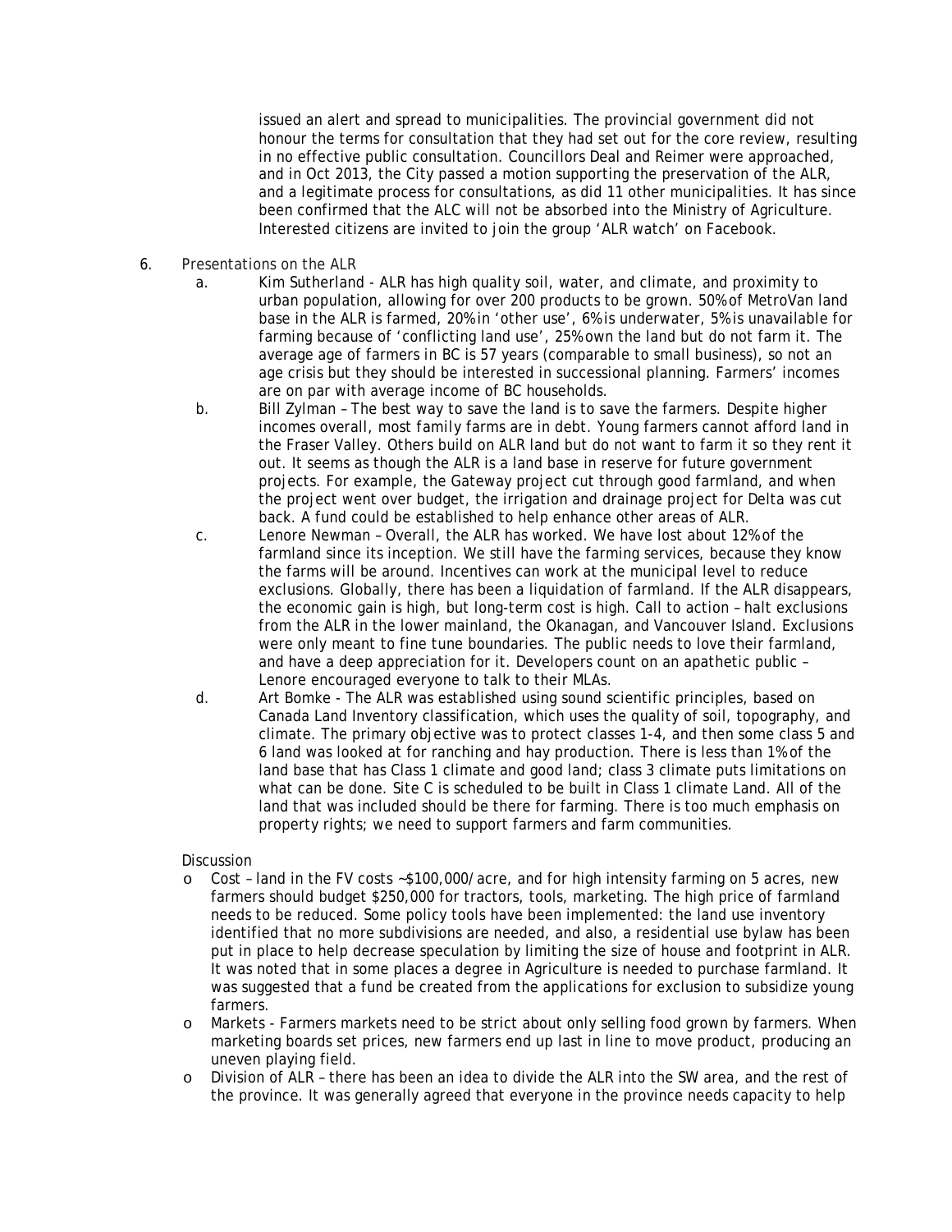issued an alert and spread to municipalities. The provincial government did not honour the terms for consultation that they had set out for the core review, resulting in no effective public consultation. Councillors Deal and Reimer were approached, and in Oct 2013, the City passed a motion supporting the preservation of the ALR, and a legitimate process for consultations, as did 11 other municipalities. It has since been confirmed that the ALC will not be absorbed into the Ministry of Agriculture. Interested citizens are invited to join the group 'ALR watch' on Facebook.

6. Presentations on the ALR
   a. Kim Sutherland - ALR has high quality soil, water, and climate, and proximity to urban population, allowing for over 200 products to be grown. 50% of MetroVan land base in the ALR is farmed, 20% in 'other use', 6% is underwater, 5% is unavailable for farming because of 'conflicting land use', 25% own the land but do not farm it. The average age of farmers in BC is 57 years (comparable to small business), so not an age crisis but they should be interested in successional planning. Farmers' incomes are on par with average income of BC households.
   b. Bill Zylman – The best way to save the land is to save the farmers. Despite higher incomes overall, most family farms are in debt. Young farmers cannot afford land in the Fraser Valley. Others build on ALR land but do not want to farm it so they rent it out. It seems as though the ALR is a land base in reserve for future government projects. For example, the Gateway project cut through good farmland, and when the project went over budget, the irrigation and drainage project for Delta was cut back. A fund could be established to help enhance other areas of ALR.
   c. Lenore Newman – Overall, the ALR has worked. We have lost about 12% of the farmland since its inception. We still have the farming services, because they know the farms will be around. Incentives can work at the municipal level to reduce exclusions. Globally, there has been a liquidation of farmland. If the ALR disappears, the economic gain is high, but long-term cost is high. Call to action – halt exclusions from the ALR in the lower mainland, the Okanagan, and Vancouver Island. Exclusions were only meant to fine tune boundaries. The public needs to love their farmland, and have a deep appreciation for it. Developers count on an apathetic public – Lenore encouraged everyone to talk to their MLAs.
   d. Art Bomke - The ALR was established using sound scientific principles, based on Canada Land Inventory classification, which uses the quality of soil, topography, and climate. The primary objective was to protect classes 1-4, and then some class 5 and 6 land was looked at for ranching and hay production. There is less than 1% of the land base that has Class 1 climate and good land; class 3 climate puts limitations on what can be done. Site C is scheduled to be built in Class 1 climate Land. All of the land that was included should be there for farming. There is too much emphasis on property rights; we need to support farmers and farm communities.

   Discussion

   - Cost – land in the FV costs ~$100,000/acre, and for high intensity farming on 5 acres, new farmers should budget $250,000 for tractors, tools, marketing. The high price of farmland needs to be reduced. Some policy tools have been implemented: the land use inventory identified that no more subdivisions are needed, and also, a residential use bylaw has been put in place to help decrease speculation by limiting the size of house and footprint in ALR. It was noted that in some places a degree in Agriculture is needed to purchase farmland. It was suggested that a fund be created from the applications for exclusion to subsidize young farmers.
   - Markets - Farmers markets need to be strict about only selling food grown by farmers. When marketing boards set prices, new farmers end up last in line to move product, producing an uneven playing field.
   - Division of ALR – there has been an idea to divide the ALR into the SW area, and the rest of the province. It was generally agreed that everyone in the province needs capacity to help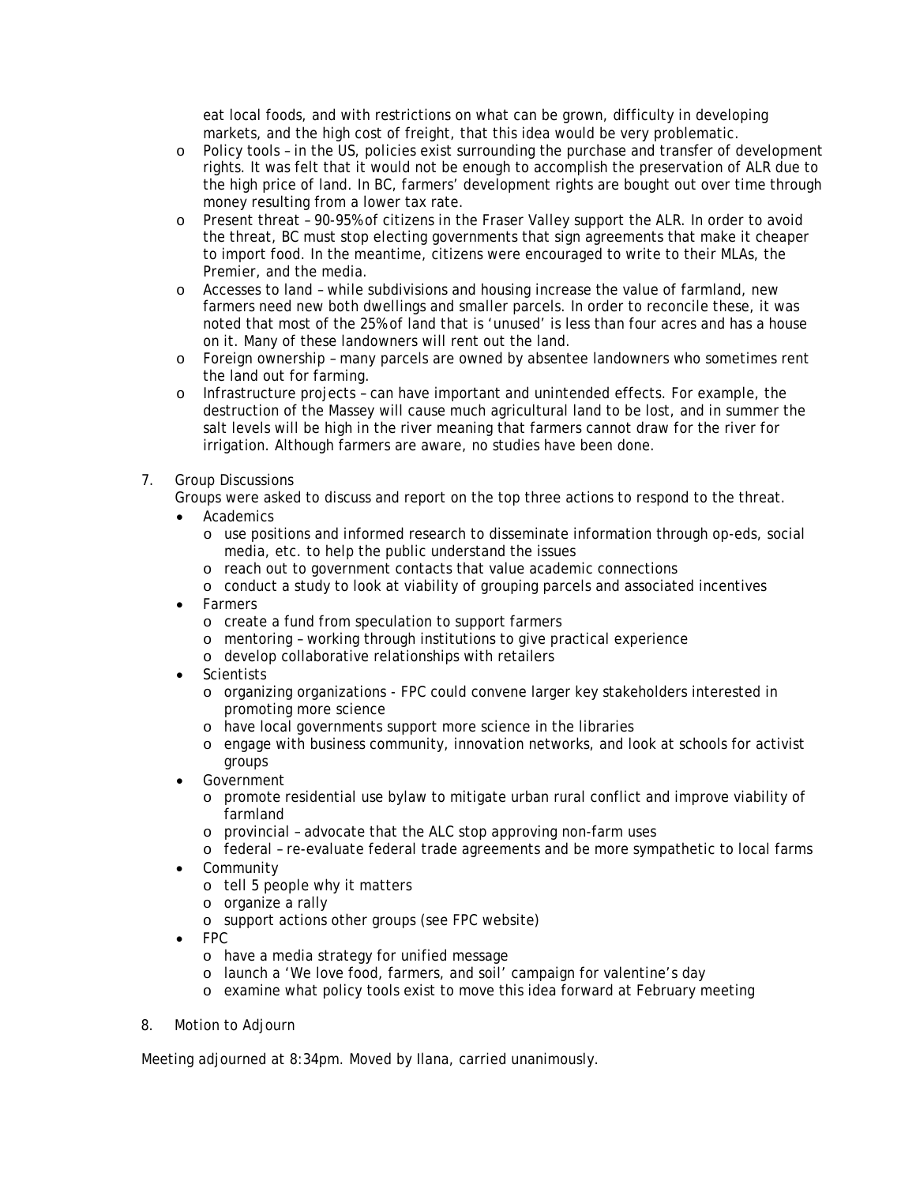eat local foods, and with restrictions on what can be grown, difficulty in developing markets, and the high cost of freight, that this idea would be very problematic.

- Policy tools – in the US, policies exist surrounding the purchase and transfer of development rights. It was felt that it would not be enough to accomplish the preservation of ALR due to the high price of land. In BC, farmers' development rights are bought out over time through money resulting from a lower tax rate.
- Present threat – 90-95% of citizens in the Fraser Valley support the ALR. In order to avoid the threat, BC must stop electing governments that sign agreements that make it cheaper to import food. In the meantime, citizens were encouraged to write to their MLAs, the Premier, and the media.
- Accesses to land – while subdivisions and housing increase the value of farmland, new farmers need new both dwellings and smaller parcels. In order to reconcile these, it was noted that most of the 25% of land that is 'unused' is less than four acres and has a house on it. Many of these landowners will rent out the land.
- Foreign ownership – many parcels are owned by absentee landowners who sometimes rent the land out for farming.
- Infrastructure projects – can have important and unintended effects. For example, the destruction of the Massey will cause much agricultural land to be lost, and in summer the salt levels will be high in the river meaning that farmers cannot draw for the river for irrigation. Although farmers are aware, no studies have been done.

7. Group Discussions

Groups were asked to discuss and report on the top three actions to respond to the threat.

- Academics
  - use positions and informed research to disseminate information through op-eds, social media, etc. to help the public understand the issues
  - reach out to government contacts that value academic connections
  - conduct a study to look at viability of grouping parcels and associated incentives
- Farmers
  - create a fund from speculation to support farmers
  - mentoring – working through institutions to give practical experience
  - develop collaborative relationships with retailers
- Scientists
  - organizing organizations - FPC could convene larger key stakeholders interested in promoting more science
  - have local governments support more science in the libraries
  - engage with business community, innovation networks, and look at schools for activist groups
- Government
  - promote residential use bylaw to mitigate urban rural conflict and improve viability of farmland
  - provincial – advocate that the ALC stop approving non-farm uses
  - federal – re-evaluate federal trade agreements and be more sympathetic to local farms
- Community
  - tell 5 people why it matters
  - organize a rally
  - support actions other groups (see FPC website)
- FPC
  - have a media strategy for unified message
  - launch a 'We love food, farmers, and soil' campaign for valentine's day
  - examine what policy tools exist to move this idea forward at February meeting

8. Motion to Adjourn

Meeting adjourned at 8:34pm. Moved by Ilana, carried unanimously.